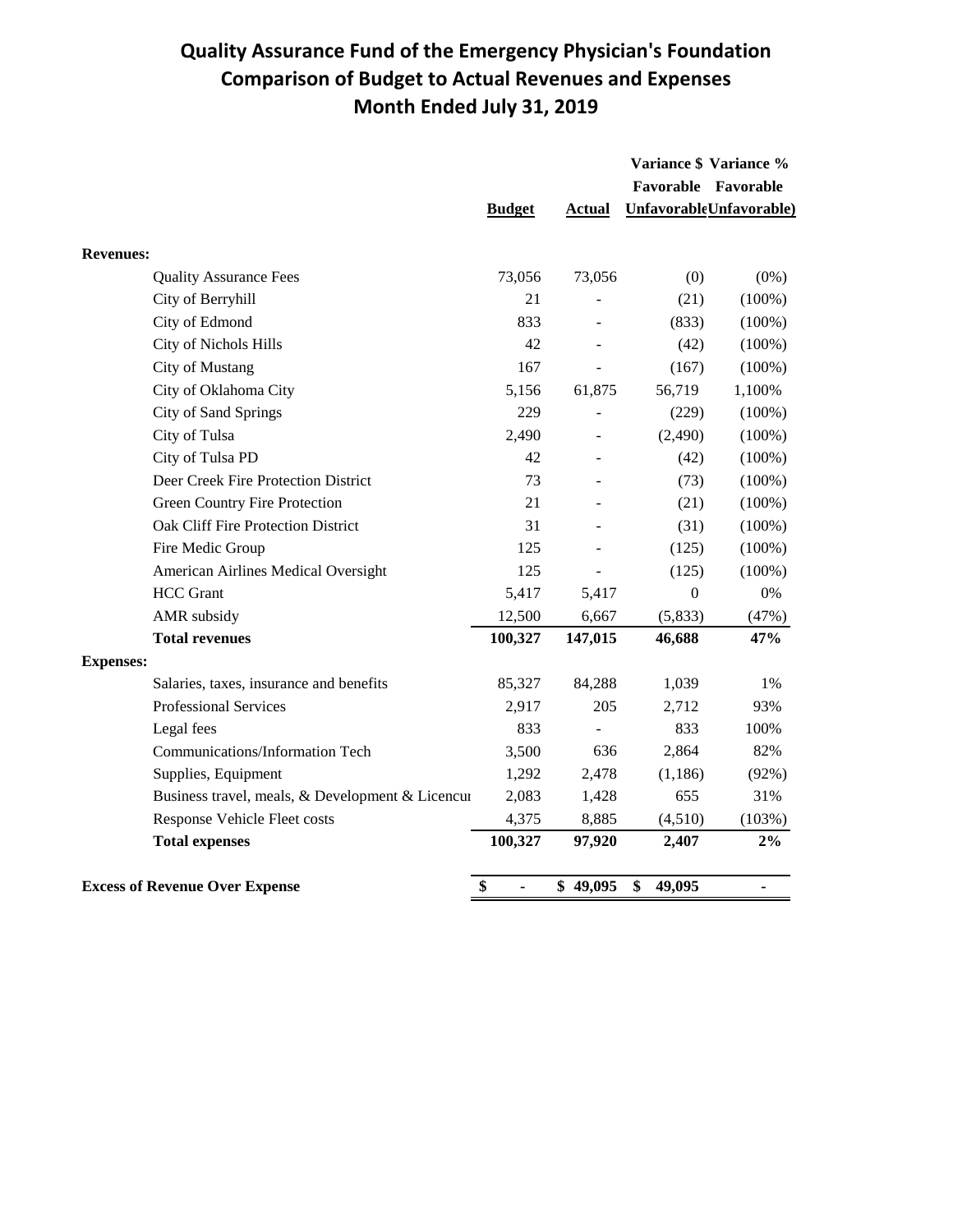# Quality Assurance Fund of the Emergency Physician's Foundation
## Comparison of Budget to Actual Revenues and Expenses
## Month Ended July 31, 2019

| | Budget | Actual | Variance $ Favorable Unfavorable | Variance % Favorable Unfavorable) |
|---|---|---|---|---|
| **Revenues:** | | | | |
| Quality Assurance Fees | 73,056 | 73,056 | (0) | (0%) |
| City of Berryhill | 21 | - | (21) | (100%) |
| City of Edmond | 833 | - | (833) | (100%) |
| City of Nichols Hills | 42 | - | (42) | (100%) |
| City of Mustang | 167 | - | (167) | (100%) |
| City of Oklahoma City | 5,156 | 61,875 | 56,719 | 1,100% |
| City of Sand Springs | 229 | - | (229) | (100%) |
| City of Tulsa | 2,490 | - | (2,490) | (100%) |
| City of Tulsa PD | 42 | - | (42) | (100%) |
| Deer Creek Fire Protection District | 73 | - | (73) | (100%) |
| Green Country Fire Protection | 21 | - | (21) | (100%) |
| Oak Cliff Fire Protection District | 31 | - | (31) | (100%) |
| Fire Medic Group | 125 | - | (125) | (100%) |
| American Airlines Medical Oversight | 125 | - | (125) | (100%) |
| HCC Grant | 5,417 | 5,417 | 0 | 0% |
| AMR subsidy | 12,500 | 6,667 | (5,833) | (47%) |
| **Total revenues** | **100,327** | **147,015** | **46,688** | **47%** |
| **Expenses:** | | | | |
| Salaries, taxes, insurance and benefits | 85,327 | 84,288 | 1,039 | 1% |
| Professional Services | 2,917 | 205 | 2,712 | 93% |
| Legal fees | 833 | - | 833 | 100% |
| Communications/Information Tech | 3,500 | 636 | 2,864 | 82% |
| Supplies, Equipment | 1,292 | 2,478 | (1,186) | (92%) |
| Business travel, meals, & Development & Licencur | 2,083 | 1,428 | 655 | 31% |
| Response Vehicle Fleet costs | 4,375 | 8,885 | (4,510) | (103%) |
| **Total expenses** | **100,327** | **97,920** | **2,407** | **2%** |
| **Excess of Revenue Over Expense** | **$ -** | **$ 49,095** | **$ 49,095** | **-** |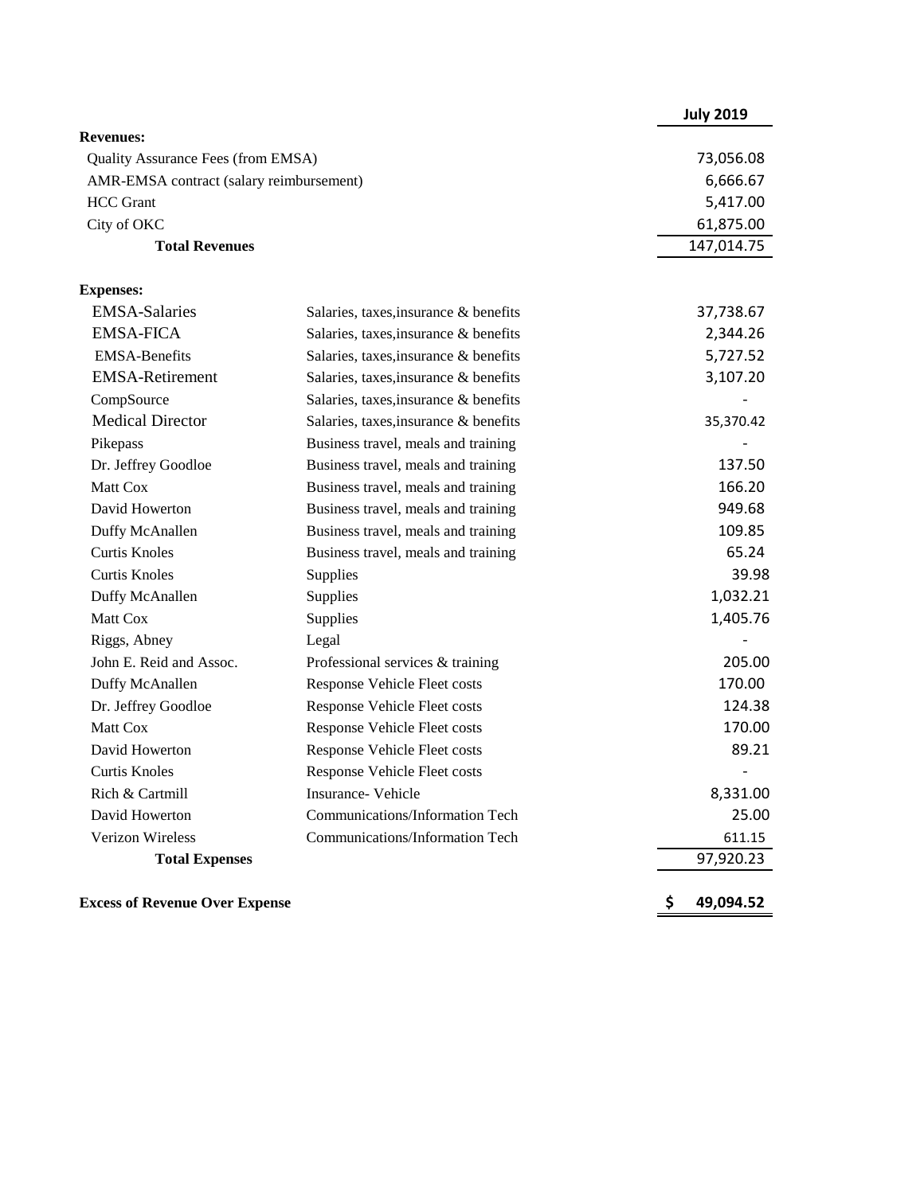| | | July 2019 |
|---|---|---|
| **Revenues:** | | |
| Quality Assurance Fees (from EMSA) | | 73,056.08 |
| AMR-EMSA contract (salary reimbursement) | | 6,666.67 |
| HCC Grant | | 5,417.00 |
| City of OKC | | 61,875.00 |
| **Total Revenues** | | 147,014.75 |
| | | |
| **Expenses:** | | |
| EMSA-Salaries | Salaries, taxes,insurance & benefits | 37,738.67 |
| EMSA-FICA | Salaries, taxes,insurance & benefits | 2,344.26 |
| EMSA-Benefits | Salaries, taxes,insurance & benefits | 5,727.52 |
| EMSA-Retirement | Salaries, taxes,insurance & benefits | 3,107.20 |
| CompSource | Salaries, taxes,insurance & benefits | - |
| Medical Director | Salaries, taxes,insurance & benefits | 35,370.42 |
| Pikepass | Business travel, meals and training | - |
| Dr. Jeffrey Goodloe | Business travel, meals and training | 137.50 |
| Matt Cox | Business travel, meals and training | 166.20 |
| David Howerton | Business travel, meals and training | 949.68 |
| Duffy McAnallen | Business travel, meals and training | 109.85 |
| Curtis Knoles | Business travel, meals and training | 65.24 |
| Curtis Knoles | Supplies | 39.98 |
| Duffy McAnallen | Supplies | 1,032.21 |
| Matt Cox | Supplies | 1,405.76 |
| Riggs, Abney | Legal | - |
| John E. Reid and Assoc. | Professional services & training | 205.00 |
| Duffy McAnallen | Response Vehicle Fleet costs | 170.00 |
| Dr. Jeffrey Goodloe | Response Vehicle Fleet costs | 124.38 |
| Matt Cox | Response Vehicle Fleet costs | 170.00 |
| David Howerton | Response Vehicle Fleet costs | 89.21 |
| Curtis Knoles | Response Vehicle Fleet costs | - |
| Rich & Cartmill | Insurance- Vehicle | 8,331.00 |
| David Howerton | Communications/Information Tech | 25.00 |
| Verizon Wireless | Communications/Information Tech | 611.15 |
| **Total Expenses** | | 97,920.23 |
| | | |
| **Excess of Revenue Over Expense** | | **$ 49,094.52** |